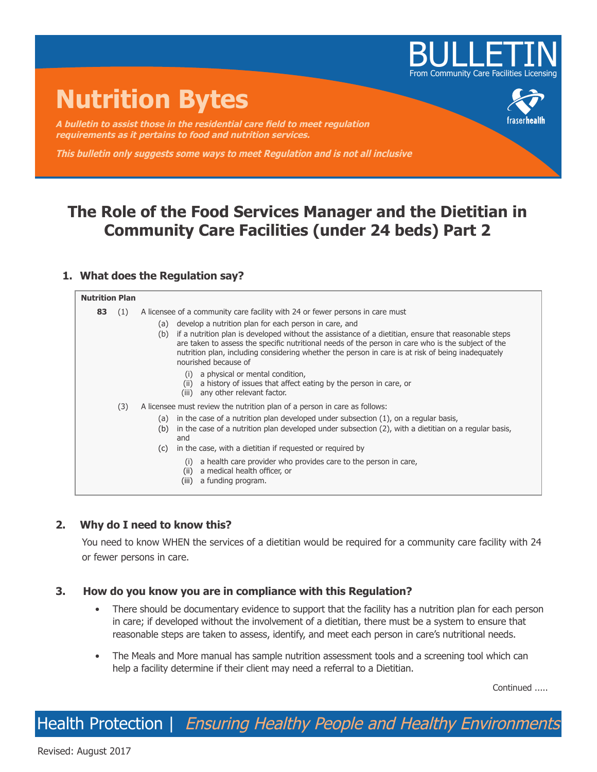BULLETIN

From Community Care Facilities Licensing

# Nutrition Bytes

***A bulletin to assist those in the residential care field to meet regulation requirements as it pertains to food and nutrition services.***

***This bulletin only suggests some ways to meet Regulation and is not all inclusive***

## The Role of the Food Services Manager and the Dietitian in Community Care Facilities (under 24 beds) Part 2

### 1. What does the Regulation say?

**Nutrition Plan**

**83** (1) A licensee of a community care facility with 24 or fewer persons in care must

- (a) develop a nutrition plan for each person in care, and
- (b) if a nutrition plan is developed without the assistance of a dietitian, ensure that reasonable steps are taken to assess the specific nutritional needs of the person in care who is the subject of the nutrition plan, including considering whether the person in care is at risk of being inadequately nourished because of
  - (i) a physical or mental condition,
  - (ii) a history of issues that affect eating by the person in care, or
  - (iii) any other relevant factor.

(3) A licensee must review the nutrition plan of a person in care as follows:

- (a) in the case of a nutrition plan developed under subsection (1), on a regular basis,
- (b) in the case of a nutrition plan developed under subsection (2), with a dietitian on a regular basis, and
- (c) in the case, with a dietitian if requested or required by
  - (i) a health care provider who provides care to the person in care,
  - (ii) a medical health officer, or
  - (iii) a funding program.

### 2. Why do I need to know this?

You need to know WHEN the services of a dietitian would be required for a community care facility with 24 or fewer persons in care.

### 3. How do you know you are in compliance with this Regulation?

- There should be documentary evidence to support that the facility has a nutrition plan for each person in care; if developed without the involvement of a dietitian, there must be a system to ensure that reasonable steps are taken to assess, identify, and meet each person in care's nutritional needs.
- The Meals and More manual has sample nutrition assessment tools and a screening tool which can help a facility determine if their client may need a referral to a Dietitian.

Continued .....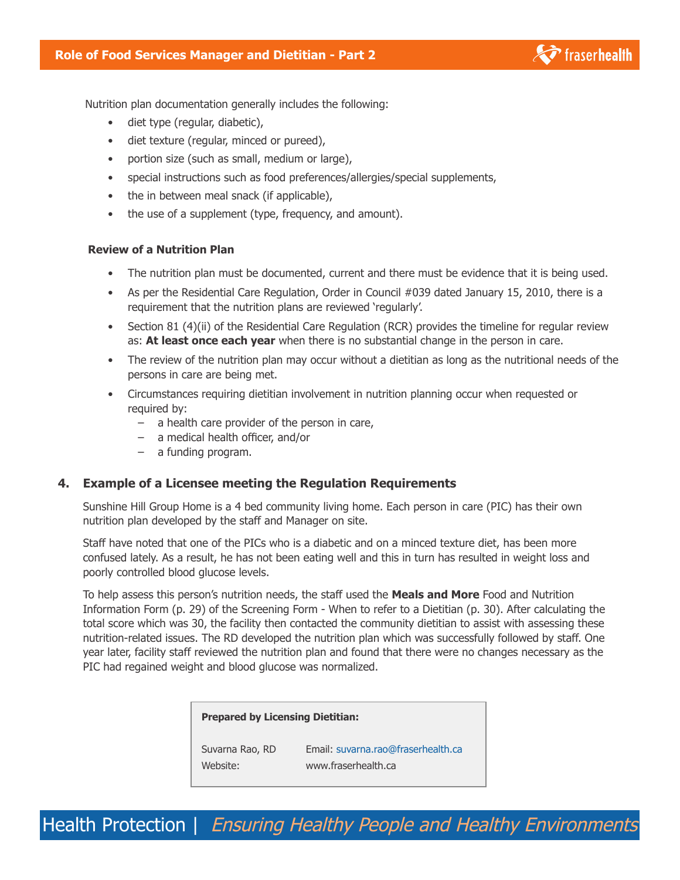Nutrition plan documentation generally includes the following:

- diet type (regular, diabetic),
- diet texture (regular, minced or pureed),
- portion size (such as small, medium or large),
- special instructions such as food preferences/allergies/special supplements,
- the in between meal snack (if applicable),
- the use of a supplement (type, frequency, and amount).

**Review of a Nutrition Plan**

- The nutrition plan must be documented, current and there must be evidence that it is being used.
- As per the Residential Care Regulation, Order in Council #039 dated January 15, 2010, there is a requirement that the nutrition plans are reviewed 'regularly'.
- Section 81 (4)(ii) of the Residential Care Regulation (RCR) provides the timeline for regular review as: **At least once each year** when there is no substantial change in the person in care.
- The review of the nutrition plan may occur without a dietitian as long as the nutritional needs of the persons in care are being met.
- Circumstances requiring dietitian involvement in nutrition planning occur when requested or required by:
  - a health care provider of the person in care,
  - a medical health officer, and/or
  - a funding program.

## 4. Example of a Licensee meeting the Regulation Requirements

Sunshine Hill Group Home is a 4 bed community living home. Each person in care (PIC) has their own nutrition plan developed by the staff and Manager on site.

Staff have noted that one of the PICs who is a diabetic and on a minced texture diet, has been more confused lately. As a result, he has not been eating well and this in turn has resulted in weight loss and poorly controlled blood glucose levels.

To help assess this person's nutrition needs, the staff used the **Meals and More** Food and Nutrition Information Form (p. 29) of the Screening Form - When to refer to a Dietitian (p. 30). After calculating the total score which was 30, the facility then contacted the community dietitian to assist with assessing these nutrition-related issues. The RD developed the nutrition plan which was successfully followed by staff. One year later, facility staff reviewed the nutrition plan and found that there were no changes necessary as the PIC had regained weight and blood glucose was normalized.

**Prepared by Licensing Dietitian:**

Suvarna Rao, RD — Email: suvarna.rao@fraserhealth.ca
Website: www.fraserhealth.ca